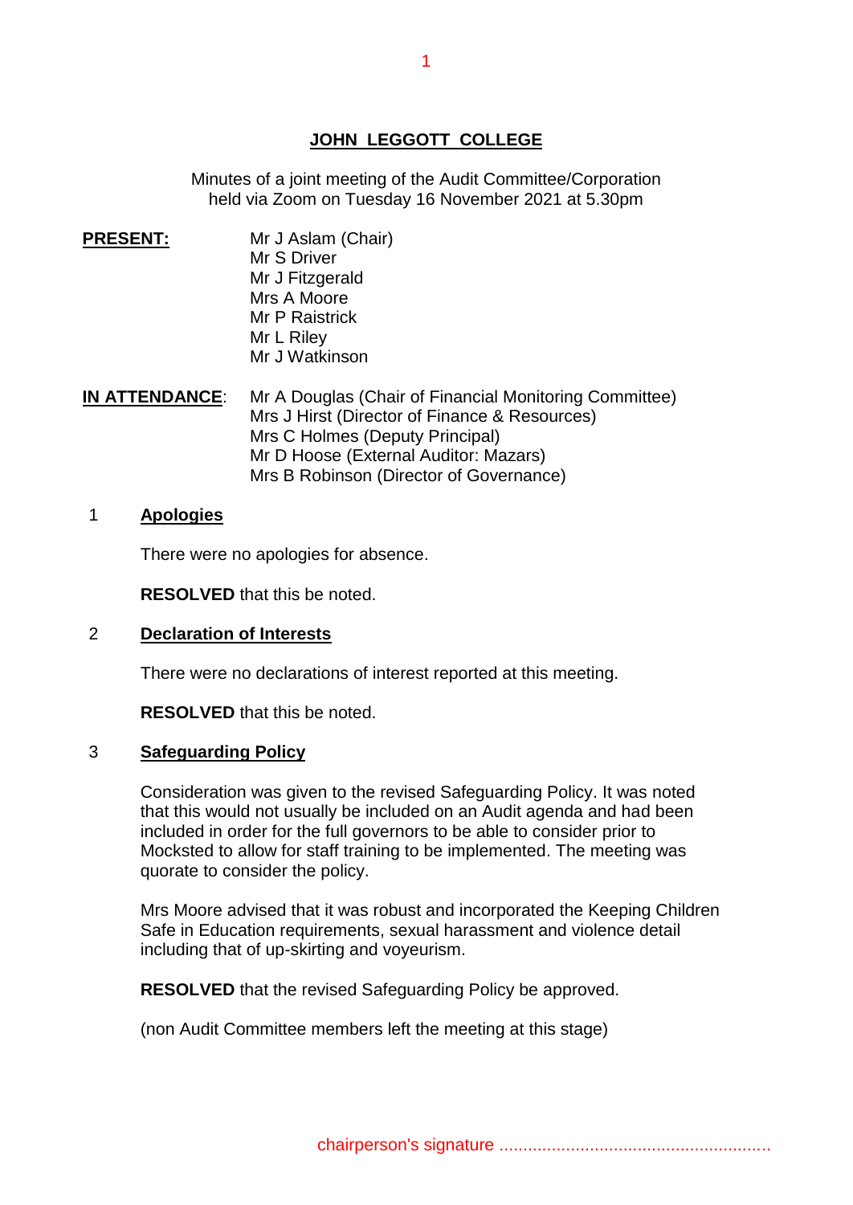# JOHN LEGGOTT COLLEGE

Minutes of a joint meeting of the Audit Committee/Corporation held via Zoom on Tuesday 16 November 2021 at 5.30pm

**PRESENT:**

Mr J Aslam (Chair)
Mr S Driver
Mr J Fitzgerald
Mrs A Moore
Mr P Raistrick
Mr L Riley
Mr J Watkinson

**IN ATTENDANCE:**

Mr A Douglas (Chair of Financial Monitoring Committee)
Mrs J Hirst (Director of Finance & Resources)
Mrs C Holmes (Deputy Principal)
Mr D Hoose (External Auditor: Mazars)
Mrs B Robinson (Director of Governance)

## 1 Apologies

There were no apologies for absence.

**RESOLVED** that this be noted.

## 2 Declaration of Interests

There were no declarations of interest reported at this meeting.

**RESOLVED** that this be noted.

## 3 Safeguarding Policy

Consideration was given to the revised Safeguarding Policy. It was noted that this would not usually be included on an Audit agenda and had been included in order for the full governors to be able to consider prior to Mocksted to allow for staff training to be implemented. The meeting was quorate to consider the policy.

Mrs Moore advised that it was robust and incorporated the Keeping Children Safe in Education requirements, sexual harassment and violence detail including that of up-skirting and voyeurism.

**RESOLVED** that the revised Safeguarding Policy be approved.

(non Audit Committee members left the meeting at this stage)

chairperson's signature ........................................................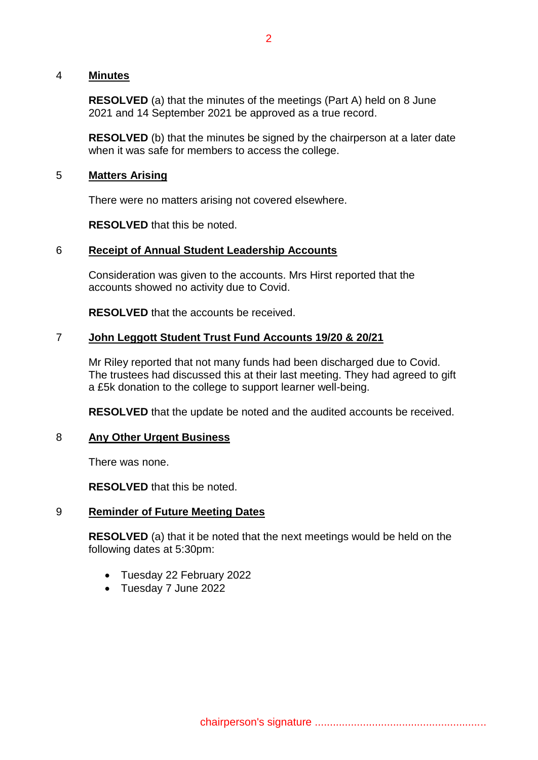## 4 Minutes

**RESOLVED** (a) that the minutes of the meetings (Part A) held on 8 June 2021 and 14 September 2021 be approved as a true record.

**RESOLVED** (b) that the minutes be signed by the chairperson at a later date when it was safe for members to access the college.

## 5 Matters Arising

There were no matters arising not covered elsewhere.

**RESOLVED** that this be noted.

## 6 Receipt of Annual Student Leadership Accounts

Consideration was given to the accounts. Mrs Hirst reported that the accounts showed no activity due to Covid.

**RESOLVED** that the accounts be received.

## 7 John Leggott Student Trust Fund Accounts 19/20 & 20/21

Mr Riley reported that not many funds had been discharged due to Covid. The trustees had discussed this at their last meeting. They had agreed to gift a £5k donation to the college to support learner well-being.

**RESOLVED** that the update be noted and the audited accounts be received.

## 8 Any Other Urgent Business

There was none.

**RESOLVED** that this be noted.

## 9 Reminder of Future Meeting Dates

**RESOLVED** (a) that it be noted that the next meetings would be held on the following dates at 5:30pm:

- Tuesday 22 February 2022
- Tuesday 7 June 2022

chairperson's signature ........................................................